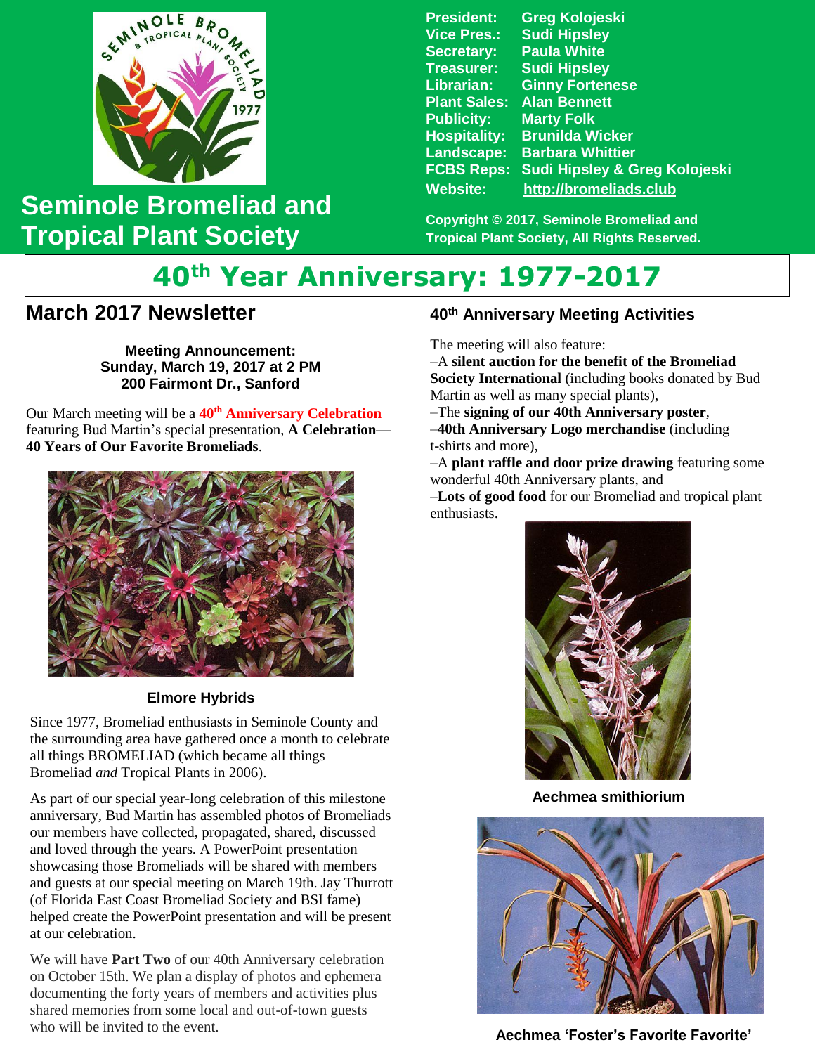# Seminole Bromeliad and Tropical Plant Society

**President:** Greg Kolojeski
**Vice Pres.:** Sudi Hipsley
**Secretary:** Paula White
**Treasurer:** Sudi Hipsley
**Librarian:** Ginny Fortenese
**Plant Sales:** Alan Bennett
**Publicity:** Marty Folk
**Hospitality:** Brunilda Wicker
**Landscape:** Barbara Whittier
**FCBS Reps:** Sudi Hipsley & Greg Kolojeski
**Website:** http://bromeliads.club

**Copyright © 2017, Seminole Bromeliad and Tropical Plant Society, All Rights Reserved.**

# 40th Year Anniversary: 1977-2017

## March 2017 Newsletter

**Meeting Announcement:**
**Sunday, March 19, 2017 at 2 PM**
**200 Fairmont Dr., Sanford**

Our March meeting will be a **40th Anniversary Celebration** featuring Bud Martin's special presentation, **A Celebration—40 Years of Our Favorite Bromeliads**.

**Elmore Hybrids**

Since 1977, Bromeliad enthusiasts in Seminole County and the surrounding area have gathered once a month to celebrate all things BROMELIAD (which became all things Bromeliad *and* Tropical Plants in 2006).

As part of our special year-long celebration of this milestone anniversary, Bud Martin has assembled photos of Bromeliads our members have collected, propagated, shared, discussed and loved through the years. A PowerPoint presentation showcasing those Bromeliads will be shared with members and guests at our special meeting on March 19th. Jay Thurrott (of Florida East Coast Bromeliad Society and BSI fame) helped create the PowerPoint presentation and will be present at our celebration.

We will have **Part Two** of our 40th Anniversary celebration on October 15th. We plan a display of photos and ephemera documenting the forty years of members and activities plus shared memories from some local and out-of-town guests who will be invited to the event.

### 40th Anniversary Meeting Activities

The meeting will also feature:

–A **silent auction for the benefit of the Bromeliad Society International** (including books donated by Bud Martin as well as many special plants),
–The **signing of our 40th Anniversary poster**,
–**40th Anniversary Logo merchandise** (including t-shirts and more),
–A **plant raffle and door prize drawing** featuring some wonderful 40th Anniversary plants, and
–**Lots of good food** for our Bromeliad and tropical plant enthusiasts.

**Aechmea smithiorium**

**Aechmea 'Foster's Favorite Favorite'**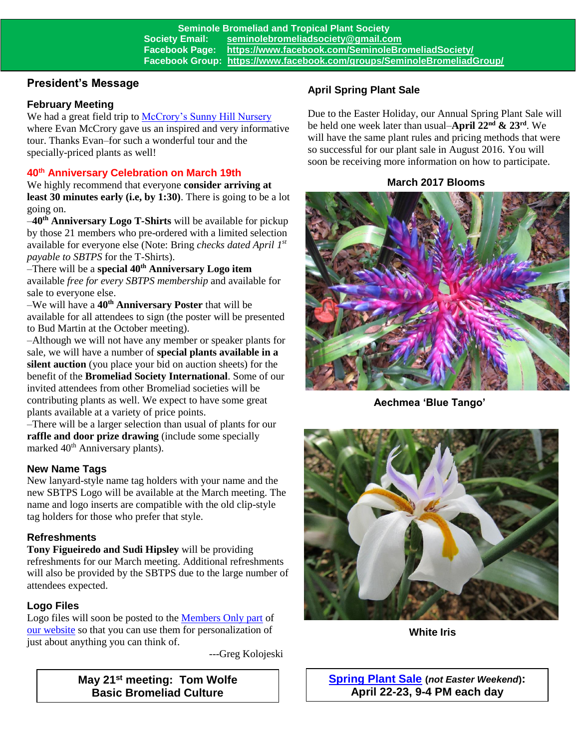**Seminole Bromeliad and Tropical Plant Society**
**Society Email:** seminolebromeliadsociety@gmail.com
**Facebook Page:** https://www.facebook.com/SeminoleBromeliadSociety/
**Facebook Group:** https://www.facebook.com/groups/SeminoleBromeliadGroup/

## President's Message

### February Meeting

We had a great field trip to McCrory's Sunny Hill Nursery where Evan McCrory gave us an inspired and very informative tour. Thanks Evan–for such a wonderful tour and the specially-priced plants as well!

### 40th Anniversary Celebration on March 19th

We highly recommend that everyone **consider arriving at least 30 minutes early (i.e, by 1:30)**. There is going to be a lot going on.

–**40th Anniversary Logo T-Shirts** will be available for pickup by those 21 members who pre-ordered with a limited selection available for everyone else (Note: Bring *checks dated April 1st payable to SBTPS* for the T-Shirts).

–There will be a **special 40th Anniversary Logo item** available *free for every SBTPS membership* and available for sale to everyone else.

–We will have a **40th Anniversary Poster** that will be available for all attendees to sign (the poster will be presented to Bud Martin at the October meeting).

–Although we will not have any member or speaker plants for sale, we will have a number of **special plants available in a silent auction** (you place your bid on auction sheets) for the benefit of the **Bromeliad Society International**. Some of our invited attendees from other Bromeliad societies will be contributing plants as well. We expect to have some great plants available at a variety of price points.

–There will be a larger selection than usual of plants for our **raffle and door prize drawing** (include some specially marked 40th Anniversary plants).

### New Name Tags

New lanyard-style name tag holders with your name and the new SBTPS Logo will be available at the March meeting. The name and logo inserts are compatible with the old clip-style tag holders for those who prefer that style.

### Refreshments

**Tony Figueiredo and Sudi Hipsley** will be providing refreshments for our March meeting. Additional refreshments will also be provided by the SBTPS due to the large number of attendees expected.

### Logo Files

Logo files will soon be posted to the Members Only part of our website so that you can use them for personalization of just about anything you can think of.

---Greg Kolojeski

**May 21st meeting: Tom Wolfe**
**Basic Bromeliad Culture**

### April Spring Plant Sale

Due to the Easter Holiday, our Annual Spring Plant Sale will be held one week later than usual–**April 22nd & 23rd**. We will have the same plant rules and pricing methods that were so successful for our plant sale in August 2016. You will soon be receiving more information on how to participate.

### March 2017 Blooms

**Aechmea 'Blue Tango'**

**White Iris**

**Spring Plant Sale** (*not Easter Weekend*):
**April 22-23, 9-4 PM each day**